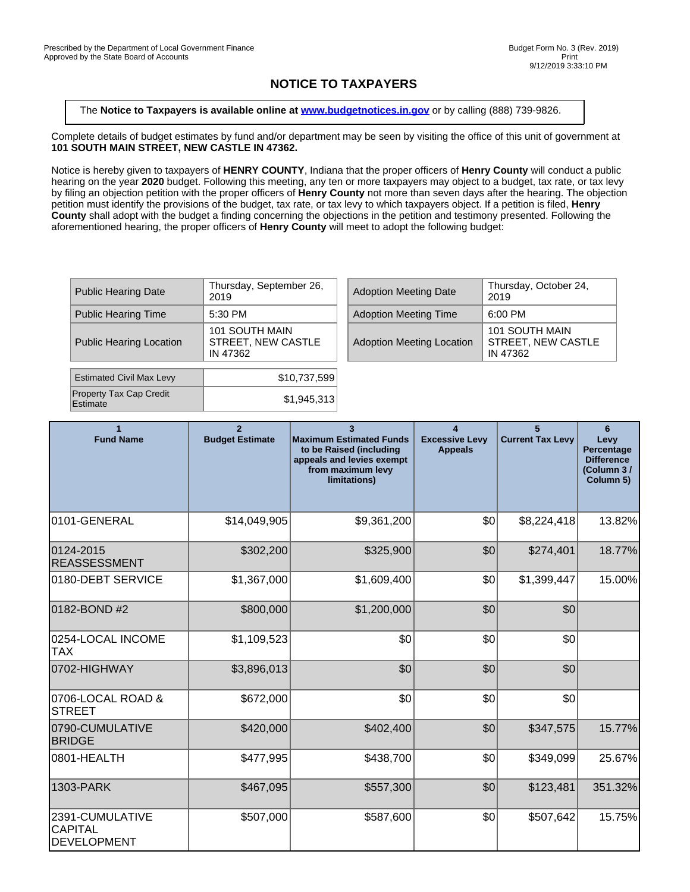Prescribed by the Department of Local Government Finance
Approved by the State Board of Accounts

Budget Form No. 3 (Rev. 2019)
Print
9/12/2019 3:33:10 PM

# NOTICE TO TAXPAYERS

The **Notice to Taxpayers is available online at [www.budgetnotices.in.gov](www.budgetnotices.in.gov)** or by calling (888) 739-9826.

Complete details of budget estimates by fund and/or department may be seen by visiting the office of this unit of government at **101 SOUTH MAIN STREET, NEW CASTLE IN 47362.**

Notice is hereby given to taxpayers of **HENRY COUNTY**, Indiana that the proper officers of **Henry County** will conduct a public hearing on the year **2020** budget. Following this meeting, any ten or more taxpayers may object to a budget, tax rate, or tax levy by filing an objection petition with the proper officers of **Henry County** not more than seven days after the hearing. The objection petition must identify the provisions of the budget, tax rate, or tax levy to which taxpayers object. If a petition is filed, **Henry County** shall adopt with the budget a finding concerning the objections in the petition and testimony presented. Following the aforementioned hearing, the proper officers of **Henry County** will meet to adopt the following budget:

| | |
|---|---|
| Public Hearing Date | Thursday, September 26, 2019 |
| Public Hearing Time | 5:30 PM |
| Public Hearing Location | 101 SOUTH MAIN STREET, NEW CASTLE IN 47362 |

| | |
|---|---|
| Adoption Meeting Date | Thursday, October 24, 2019 |
| Adoption Meeting Time | 6:00 PM |
| Adoption Meeting Location | 101 SOUTH MAIN STREET, NEW CASTLE IN 47362 |

| | |
|---|---|
| Estimated Civil Max Levy | $10,737,599 |
| Property Tax Cap Credit Estimate | $1,945,313 |

| 1<br>Fund Name | 2<br>Budget Estimate | 3<br>Maximum Estimated Funds to be Raised (including appeals and levies exempt from maximum levy limitations) | 4<br>Excessive Levy Appeals | 5<br>Current Tax Levy | 6<br>Levy Percentage Difference (Column 3 / Column 5) |
|---|---|---|---|---|---|
| 0101-GENERAL | $14,049,905 | $9,361,200 | $0 | $8,224,418 | 13.82% |
| 0124-2015 REASSESSMENT | $302,200 | $325,900 | $0 | $274,401 | 18.77% |
| 0180-DEBT SERVICE | $1,367,000 | $1,609,400 | $0 | $1,399,447 | 15.00% |
| 0182-BOND #2 | $800,000 | $1,200,000 | $0 | $0 | |
| 0254-LOCAL INCOME TAX | $1,109,523 | $0 | $0 | $0 | |
| 0702-HIGHWAY | $3,896,013 | $0 | $0 | $0 | |
| 0706-LOCAL ROAD & STREET | $672,000 | $0 | $0 | $0 | |
| 0790-CUMULATIVE BRIDGE | $420,000 | $402,400 | $0 | $347,575 | 15.77% |
| 0801-HEALTH | $477,995 | $438,700 | $0 | $349,099 | 25.67% |
| 1303-PARK | $467,095 | $557,300 | $0 | $123,481 | 351.32% |
| 2391-CUMULATIVE CAPITAL DEVELOPMENT | $507,000 | $587,600 | $0 | $507,642 | 15.75% |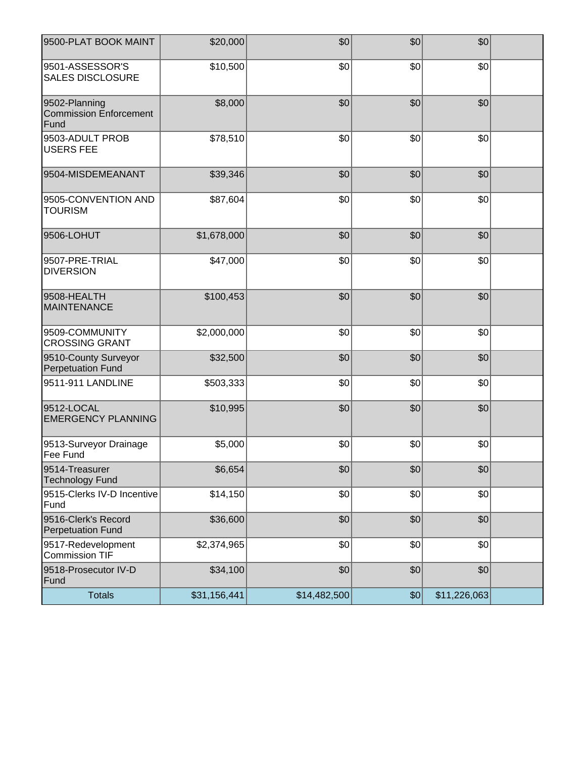| | | | | | |
|---|---|---|---|---|---|
| 9500-PLAT BOOK MAINT | $20,000 | $0 | $0 | $0 | |
| 9501-ASSESSOR'S SALES DISCLOSURE | $10,500 | $0 | $0 | $0 | |
| 9502-Planning Commission Enforcement Fund | $8,000 | $0 | $0 | $0 | |
| 9503-ADULT PROB USERS FEE | $78,510 | $0 | $0 | $0 | |
| 9504-MISDEMEANANT | $39,346 | $0 | $0 | $0 | |
| 9505-CONVENTION AND TOURISM | $87,604 | $0 | $0 | $0 | |
| 9506-LOHUT | $1,678,000 | $0 | $0 | $0 | |
| 9507-PRE-TRIAL DIVERSION | $47,000 | $0 | $0 | $0 | |
| 9508-HEALTH MAINTENANCE | $100,453 | $0 | $0 | $0 | |
| 9509-COMMUNITY CROSSING GRANT | $2,000,000 | $0 | $0 | $0 | |
| 9510-County Surveyor Perpetuation Fund | $32,500 | $0 | $0 | $0 | |
| 9511-911 LANDLINE | $503,333 | $0 | $0 | $0 | |
| 9512-LOCAL EMERGENCY PLANNING | $10,995 | $0 | $0 | $0 | |
| 9513-Surveyor Drainage Fee Fund | $5,000 | $0 | $0 | $0 | |
| 9514-Treasurer Technology Fund | $6,654 | $0 | $0 | $0 | |
| 9515-Clerks IV-D Incentive Fund | $14,150 | $0 | $0 | $0 | |
| 9516-Clerk's Record Perpetuation Fund | $36,600 | $0 | $0 | $0 | |
| 9517-Redevelopment Commission TIF | $2,374,965 | $0 | $0 | $0 | |
| 9518-Prosecutor IV-D Fund | $34,100 | $0 | $0 | $0 | |
| Totals | $31,156,441 | $14,482,500 | $0 | $11,226,063 | |